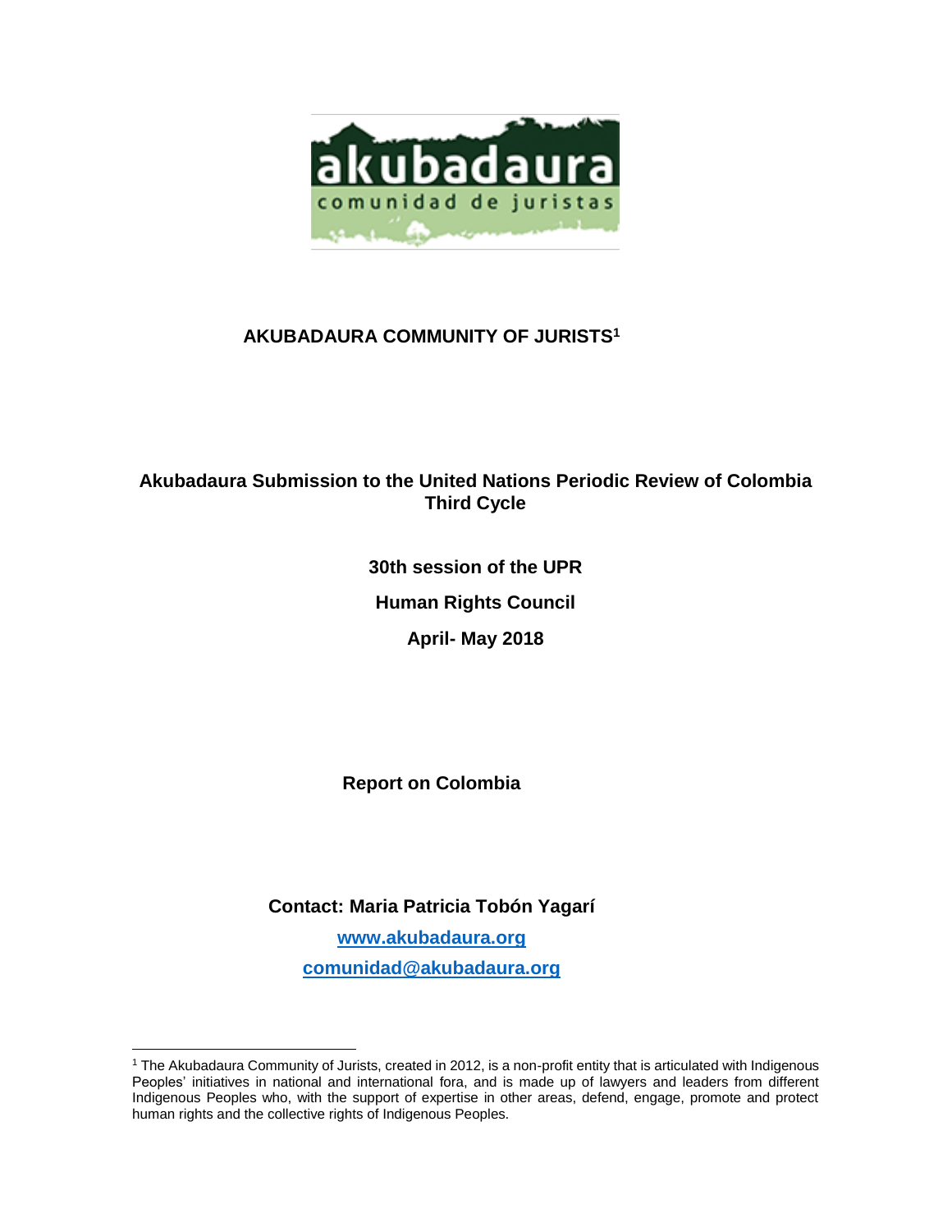akubadaura

comunidad de juristas

**AKUBADAURA COMMUNITY OF JURISTS**[1]

**Akubadaura Submission to the United Nations Periodic Review of Colombia Third Cycle**

**30th session of the UPR**

**Human Rights Council**

**April- May 2018**

**Report on Colombia**

**Contact: Maria Patricia Tobón Yagarí**

**[www.akubadaura.org](http://www.akubadaura.org)**

**[comunidad@akubadaura.org](mailto:comunidad@akubadaura.org)**

---

[1] The Akubadaura Community of Jurists, created in 2012, is a non-profit entity that is articulated with Indigenous Peoples' initiatives in national and international fora, and is made up of lawyers and leaders from different Indigenous Peoples who, with the support of expertise in other areas, defend, engage, promote and protect human rights and the collective rights of Indigenous Peoples.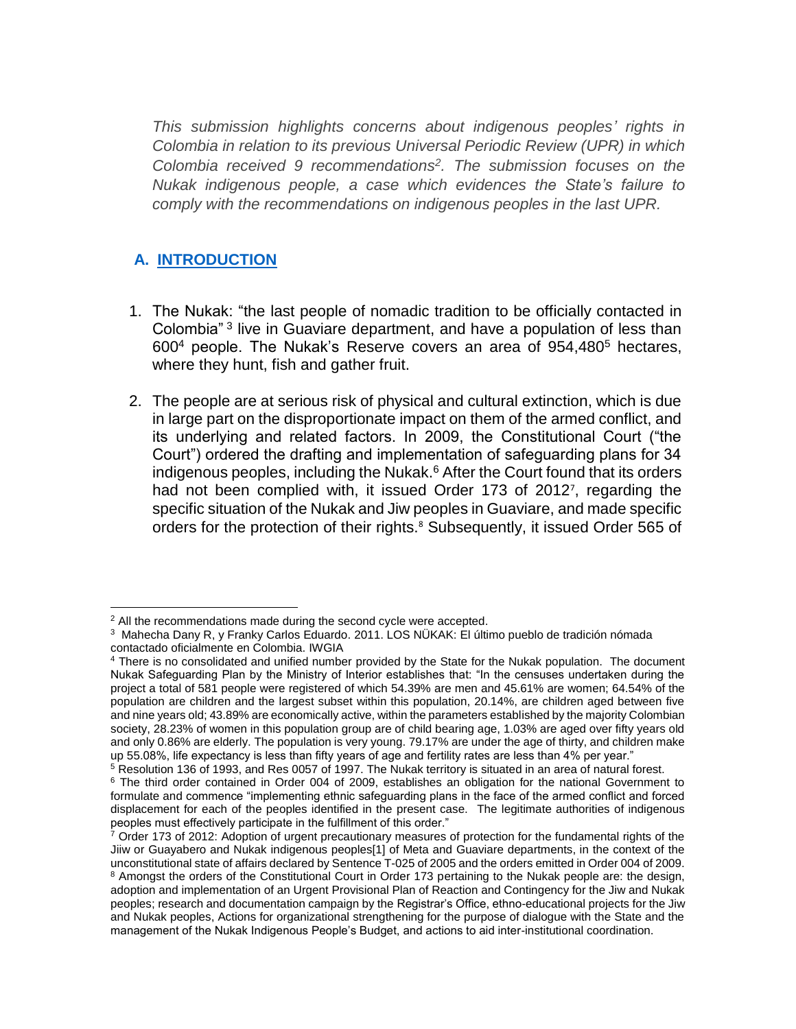*This submission highlights concerns about indigenous peoples' rights in Colombia in relation to its previous Universal Periodic Review (UPR) in which Colombia received 9 recommendations[2]. The submission focuses on the Nukak indigenous people, a case which evidences the State's failure to comply with the recommendations on indigenous peoples in the last UPR.*

## A. INTRODUCTION

1. The Nukak: "the last people of nomadic tradition to be officially contacted in Colombia"[3] live in Guaviare department, and have a population of less than 600[4] people. The Nukak's Reserve covers an area of 954,480[5] hectares, where they hunt, fish and gather fruit.

2. The people are at serious risk of physical and cultural extinction, which is due in large part on the disproportionate impact on them of the armed conflict, and its underlying and related factors. In 2009, the Constitutional Court ("the Court") ordered the drafting and implementation of safeguarding plans for 34 indigenous peoples, including the Nukak.[6] After the Court found that its orders had not been complied with, it issued Order 173 of 2012[7], regarding the specific situation of the Nukak and Jiw peoples in Guaviare, and made specific orders for the protection of their rights.[8] Subsequently, it issued Order 565 of

---

[2] All the recommendations made during the second cycle were accepted.

[3] Mahecha Dany R, y Franky Carlos Eduardo. 2011. LOS NÜKAK: El último pueblo de tradición nómada contactado oficialmente en Colombia. IWGIA

[4] There is no consolidated and unified number provided by the State for the Nukak population. The document Nukak Safeguarding Plan by the Ministry of Interior establishes that: "In the censuses undertaken during the project a total of 581 people were registered of which 54.39% are men and 45.61% are women; 64.54% of the population are children and the largest subset within this population, 20.14%, are children aged between five and nine years old; 43.89% are economically active, within the parameters established by the majority Colombian society, 28.23% of women in this population group are of child bearing age, 1.03% are aged over fifty years old and only 0.86% are elderly. The population is very young. 79.17% are under the age of thirty, and children make up 55.08%, life expectancy is less than fifty years of age and fertility rates are less than 4% per year."

[5] Resolution 136 of 1993, and Res 0057 of 1997. The Nukak territory is situated in an area of natural forest.

[6] The third order contained in Order 004 of 2009, establishes an obligation for the national Government to formulate and commence "implementing ethnic safeguarding plans in the face of the armed conflict and forced displacement for each of the peoples identified in the present case. The legitimate authorities of indigenous peoples must effectively participate in the fulfillment of this order."

[7] Order 173 of 2012: Adoption of urgent precautionary measures of protection for the fundamental rights of the Jiiw or Guayabero and Nukak indigenous peoples[1] of Meta and Guaviare departments, in the context of the unconstitutional state of affairs declared by Sentence T-025 of 2005 and the orders emitted in Order 004 of 2009.

[8] Amongst the orders of the Constitutional Court in Order 173 pertaining to the Nukak people are: the design, adoption and implementation of an Urgent Provisional Plan of Reaction and Contingency for the Jiw and Nukak peoples; research and documentation campaign by the Registrar's Office, ethno-educational projects for the Jiw and Nukak peoples, Actions for organizational strengthening for the purpose of dialogue with the State and the management of the Nukak Indigenous People's Budget, and actions to aid inter-institutional coordination.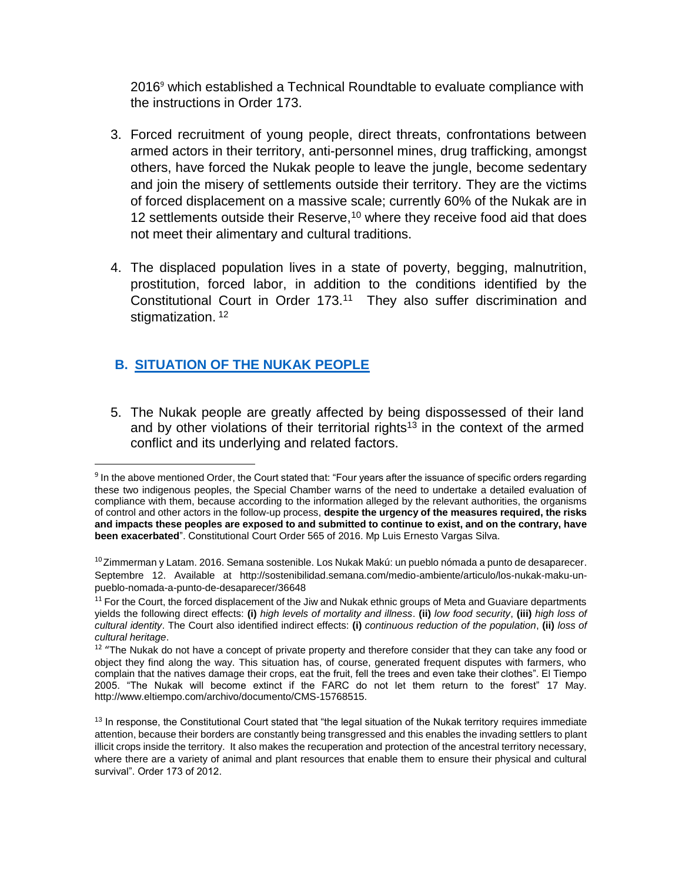2016[9] which established a Technical Roundtable to evaluate compliance with the instructions in Order 173.

3. Forced recruitment of young people, direct threats, confrontations between armed actors in their territory, anti-personnel mines, drug trafficking, amongst others, have forced the Nukak people to leave the jungle, become sedentary and join the misery of settlements outside their territory. They are the victims of forced displacement on a massive scale; currently 60% of the Nukak are in 12 settlements outside their Reserve,[10] where they receive food aid that does not meet their alimentary and cultural traditions.

4. The displaced population lives in a state of poverty, begging, malnutrition, prostitution, forced labor, in addition to the conditions identified by the Constitutional Court in Order 173.[11] They also suffer discrimination and stigmatization. [12]

## B. SITUATION OF THE NUKAK PEOPLE

5. The Nukak people are greatly affected by being dispossessed of their land and by other violations of their territorial rights[13] in the context of the armed conflict and its underlying and related factors.

---

[9] In the above mentioned Order, the Court stated that: "Four years after the issuance of specific orders regarding these two indigenous peoples, the Special Chamber warns of the need to undertake a detailed evaluation of compliance with them, because according to the information alleged by the relevant authorities, the organisms of control and other actors in the follow-up process, **despite the urgency of the measures required, the risks and impacts these peoples are exposed to and submitted to continue to exist, and on the contrary, have been exacerbated**". Constitutional Court Order 565 of 2016. Mp Luis Ernesto Vargas Silva.

[10] Zimmerman y Latam. 2016. Semana sostenible. Los Nukak Makú: un pueblo nómada a punto de desaparecer. Septembre 12. Available at http://sostenibilidad.semana.com/medio-ambiente/articulo/los-nukak-maku-un-pueblo-nomada-a-punto-de-desaparecer/36648

[11] For the Court, the forced displacement of the Jiw and Nukak ethnic groups of Meta and Guaviare departments yields the following direct effects: **(i)** *high levels of mortality and illness*. **(ii)** *low food security*, **(iii)** *high loss of cultural identity*. The Court also identified indirect effects: **(i)** *continuous reduction of the population*, **(ii)** *loss of cultural heritage*.

[12] "The Nukak do not have a concept of private property and therefore consider that they can take any food or object they find along the way. This situation has, of course, generated frequent disputes with farmers, who complain that the natives damage their crops, eat the fruit, fell the trees and even take their clothes". El Tiempo 2005. "The Nukak will become extinct if the FARC do not let them return to the forest" 17 May. http://www.eltiempo.com/archivo/documento/CMS-15768515.

[13] In response, the Constitutional Court stated that "the legal situation of the Nukak territory requires immediate attention, because their borders are constantly being transgressed and this enables the invading settlers to plant illicit crops inside the territory. It also makes the recuperation and protection of the ancestral territory necessary, where there are a variety of animal and plant resources that enable them to ensure their physical and cultural survival". Order 173 of 2012.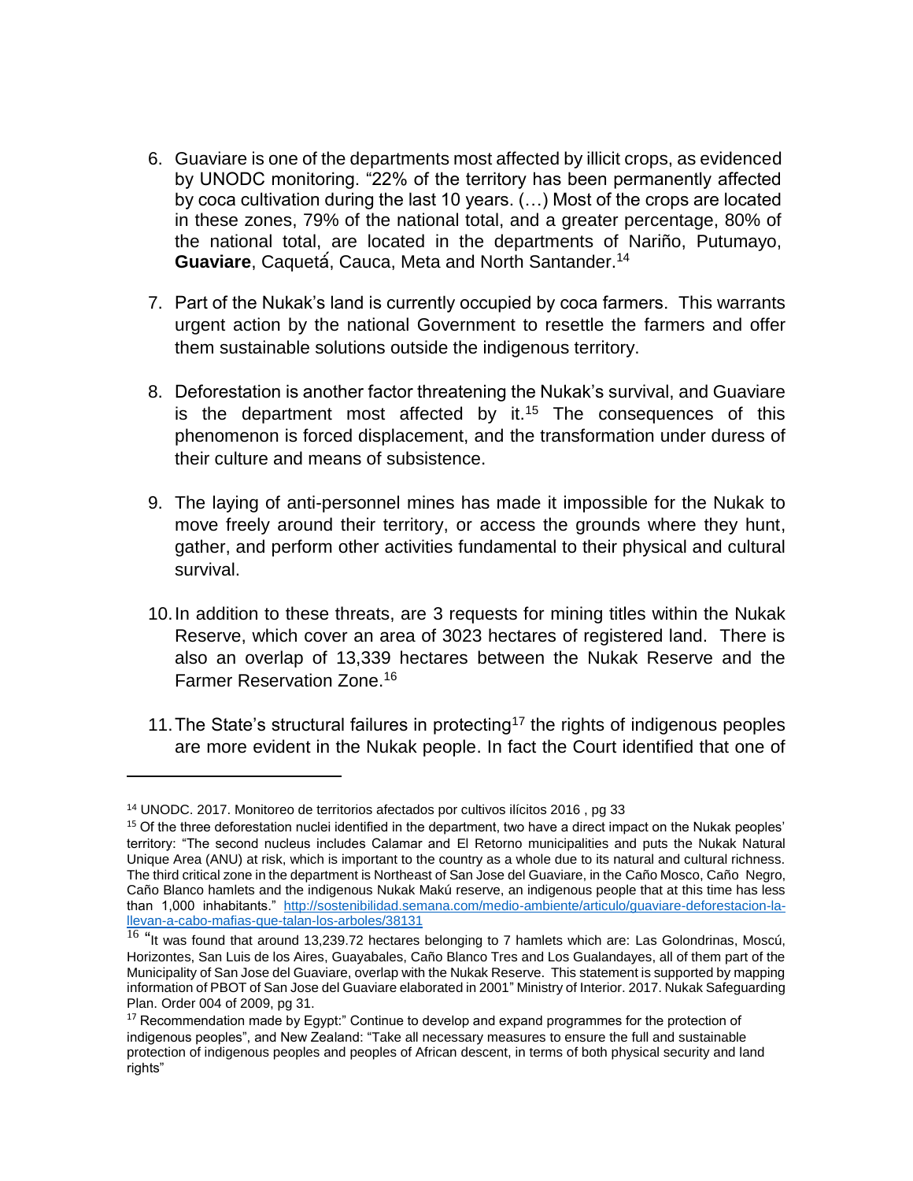6. Guaviare is one of the departments most affected by illicit crops, as evidenced by UNODC monitoring. "22% of the territory has been permanently affected by coca cultivation during the last 10 years. (…) Most of the crops are located in these zones, 79% of the national total, and a greater percentage, 80% of the national total, are located in the departments of Nariño, Putumayo, **Guaviare**, Caquetá, Cauca, Meta and North Santander.[14]

7. Part of the Nukak's land is currently occupied by coca farmers. This warrants urgent action by the national Government to resettle the farmers and offer them sustainable solutions outside the indigenous territory.

8. Deforestation is another factor threatening the Nukak's survival, and Guaviare is the department most affected by it.[15] The consequences of this phenomenon is forced displacement, and the transformation under duress of their culture and means of subsistence.

9. The laying of anti-personnel mines has made it impossible for the Nukak to move freely around their territory, or access the grounds where they hunt, gather, and perform other activities fundamental to their physical and cultural survival.

10. In addition to these threats, are 3 requests for mining titles within the Nukak Reserve, which cover an area of 3023 hectares of registered land. There is also an overlap of 13,339 hectares between the Nukak Reserve and the Farmer Reservation Zone.[16]

11. The State's structural failures in protecting[17] the rights of indigenous peoples are more evident in the Nukak people. In fact the Court identified that one of

---

[14] UNODC. 2017. Monitoreo de territorios afectados por cultivos ilícitos 2016 , pg 33

[15] Of the three deforestation nuclei identified in the department, two have a direct impact on the Nukak peoples' territory: "The second nucleus includes Calamar and El Retorno municipalities and puts the Nukak Natural Unique Area (ANU) at risk, which is important to the country as a whole due to its natural and cultural richness. The third critical zone in the department is Northeast of San Jose del Guaviare, in the Caño Mosco, Caño Negro, Caño Blanco hamlets and the indigenous Nukak Makú reserve, an indigenous people that at this time has less than 1,000 inhabitants." http://sostenibilidad.semana.com/medio-ambiente/articulo/guaviare-deforestacion-la-llevan-a-cabo-mafias-que-talan-los-arboles/38131

[16] "It was found that around 13,239.72 hectares belonging to 7 hamlets which are: Las Golondrinas, Moscú, Horizontes, San Luis de los Aires, Guayabales, Caño Blanco Tres and Los Gualandayes, all of them part of the Municipality of San Jose del Guaviare, overlap with the Nukak Reserve. This statement is supported by mapping information of PBOT of San Jose del Guaviare elaborated in 2001" Ministry of Interior. 2017. Nukak Safeguarding Plan. Order 004 of 2009, pg 31.

[17] Recommendation made by Egypt:" Continue to develop and expand programmes for the protection of indigenous peoples", and New Zealand: "Take all necessary measures to ensure the full and sustainable protection of indigenous peoples and peoples of African descent, in terms of both physical security and land rights"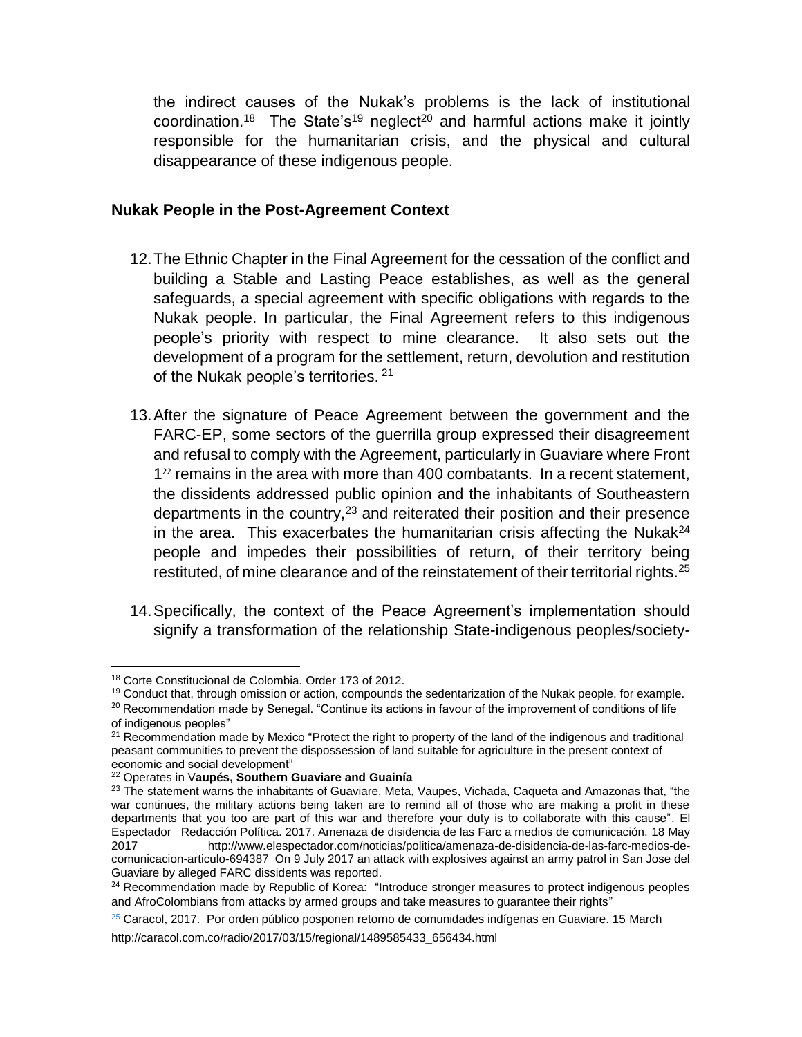the indirect causes of the Nukak's problems is the lack of institutional coordination.[18] The State's[19] neglect[20] and harmful actions make it jointly responsible for the humanitarian crisis, and the physical and cultural disappearance of these indigenous people.

**Nukak People in the Post-Agreement Context**

12. The Ethnic Chapter in the Final Agreement for the cessation of the conflict and building a Stable and Lasting Peace establishes, as well as the general safeguards, a special agreement with specific obligations with regards to the Nukak people. In particular, the Final Agreement refers to this indigenous people's priority with respect to mine clearance. It also sets out the development of a program for the settlement, return, devolution and restitution of the Nukak people's territories. [21]

13. After the signature of Peace Agreement between the government and the FARC-EP, some sectors of the guerrilla group expressed their disagreement and refusal to comply with the Agreement, particularly in Guaviare where Front 1[22] remains in the area with more than 400 combatants. In a recent statement, the dissidents addressed public opinion and the inhabitants of Southeastern departments in the country,[23] and reiterated their position and their presence in the area. This exacerbates the humanitarian crisis affecting the Nukak[24] people and impedes their possibilities of return, of their territory being restituted, of mine clearance and of the reinstatement of their territorial rights.[25]

14. Specifically, the context of the Peace Agreement's implementation should signify a transformation of the relationship State-indigenous peoples/society-

---

[18] Corte Constitucional de Colombia. Order 173 of 2012.

[19] Conduct that, through omission or action, compounds the sedentarization of the Nukak people, for example.

[20] Recommendation made by Senegal. "Continue its actions in favour of the improvement of conditions of life of indigenous peoples"

[21] Recommendation made by Mexico "Protect the right to property of the land of the indigenous and traditional peasant communities to prevent the dispossession of land suitable for agriculture in the present context of economic and social development"

[22] Operates in V**aupés, Southern Guaviare and Guainía**

[23] The statement warns the inhabitants of Guaviare, Meta, Vaupes, Vichada, Caqueta and Amazonas that, "the war continues, the military actions being taken are to remind all of those who are making a profit in these departments that you too are part of this war and therefore your duty is to collaborate with this cause". El Espectador Redacción Política. 2017. Amenaza de disidencia de las Farc a medios de comunicación. 18 May 2017 http://www.elespectador.com/noticias/politica/amenaza-de-disidencia-de-las-farc-medios-de-comunicacion-articulo-694387 On 9 July 2017 an attack with explosives against an army patrol in San Jose del Guaviare by alleged FARC dissidents was reported.

[24] Recommendation made by Republic of Korea: "Introduce stronger measures to protect indigenous peoples and AfroColombians from attacks by armed groups and take measures to guarantee their rights"

[25] Caracol, 2017. Por orden público posponen retorno de comunidades indígenas en Guaviare. 15 March http://caracol.com.co/radio/2017/03/15/regional/1489585433_656434.html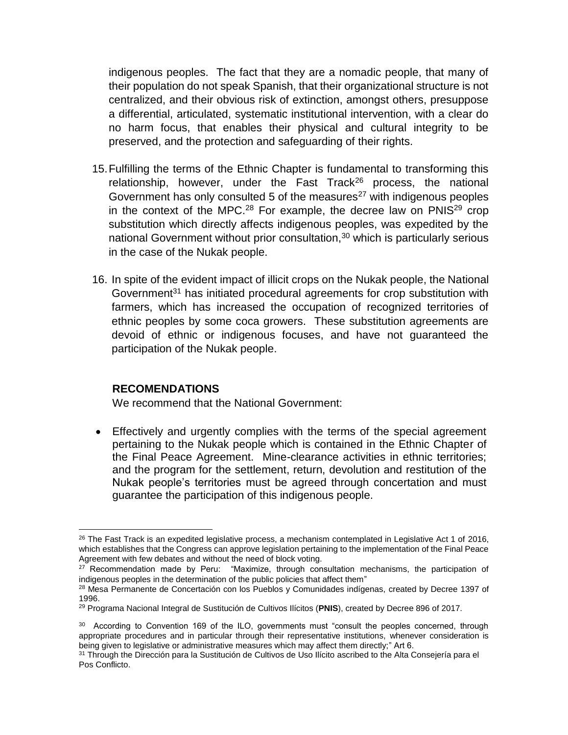indigenous peoples. The fact that they are a nomadic people, that many of their population do not speak Spanish, that their organizational structure is not centralized, and their obvious risk of extinction, amongst others, presuppose a differential, articulated, systematic institutional intervention, with a clear do no harm focus, that enables their physical and cultural integrity to be preserved, and the protection and safeguarding of their rights.

15. Fulfilling the terms of the Ethnic Chapter is fundamental to transforming this relationship, however, under the Fast Track[26] process, the national Government has only consulted 5 of the measures[27] with indigenous peoples in the context of the MPC.[28] For example, the decree law on PNIS[29] crop substitution which directly affects indigenous peoples, was expedited by the national Government without prior consultation,[30] which is particularly serious in the case of the Nukak people.

16. In spite of the evident impact of illicit crops on the Nukak people, the National Government[31] has initiated procedural agreements for crop substitution with farmers, which has increased the occupation of recognized territories of ethnic peoples by some coca growers. These substitution agreements are devoid of ethnic or indigenous focuses, and have not guaranteed the participation of the Nukak people.

**RECOMENDATIONS**

We recommend that the National Government:

- Effectively and urgently complies with the terms of the special agreement pertaining to the Nukak people which is contained in the Ethnic Chapter of the Final Peace Agreement. Mine-clearance activities in ethnic territories; and the program for the settlement, return, devolution and restitution of the Nukak people's territories must be agreed through concertation and must guarantee the participation of this indigenous people.

---

[26] The Fast Track is an expedited legislative process, a mechanism contemplated in Legislative Act 1 of 2016, which establishes that the Congress can approve legislation pertaining to the implementation of the Final Peace Agreement with few debates and without the need of block voting.

[27] Recommendation made by Peru: "Maximize, through consultation mechanisms, the participation of indigenous peoples in the determination of the public policies that affect them"

[28] Mesa Permanente de Concertación con los Pueblos y Comunidades indígenas, created by Decree 1397 of 1996.

[29] Programa Nacional Integral de Sustitución de Cultivos Ilícitos (**PNIS**), created by Decree 896 of 2017.

[30] According to Convention 169 of the ILO, governments must "consult the peoples concerned, through appropriate procedures and in particular through their representative institutions, whenever consideration is being given to legislative or administrative measures which may affect them directly;" Art 6.

[31] Through the Dirección para la Sustitución de Cultivos de Uso Ilícito ascribed to the Alta Consejería para el Pos Conflicto.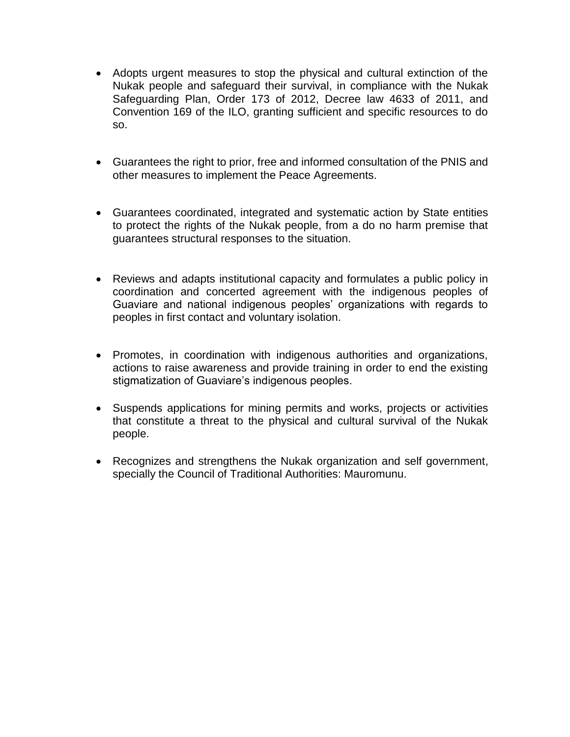- Adopts urgent measures to stop the physical and cultural extinction of the Nukak people and safeguard their survival, in compliance with the Nukak Safeguarding Plan, Order 173 of 2012, Decree law 4633 of 2011, and Convention 169 of the ILO, granting sufficient and specific resources to do so.

- Guarantees the right to prior, free and informed consultation of the PNIS and other measures to implement the Peace Agreements.

- Guarantees coordinated, integrated and systematic action by State entities to protect the rights of the Nukak people, from a do no harm premise that guarantees structural responses to the situation.

- Reviews and adapts institutional capacity and formulates a public policy in coordination and concerted agreement with the indigenous peoples of Guaviare and national indigenous peoples' organizations with regards to peoples in first contact and voluntary isolation.

- Promotes, in coordination with indigenous authorities and organizations, actions to raise awareness and provide training in order to end the existing stigmatization of Guaviare's indigenous peoples.

- Suspends applications for mining permits and works, projects or activities that constitute a threat to the physical and cultural survival of the Nukak people.

- Recognizes and strengthens the Nukak organization and self government, specially the Council of Traditional Authorities: Mauromunu.